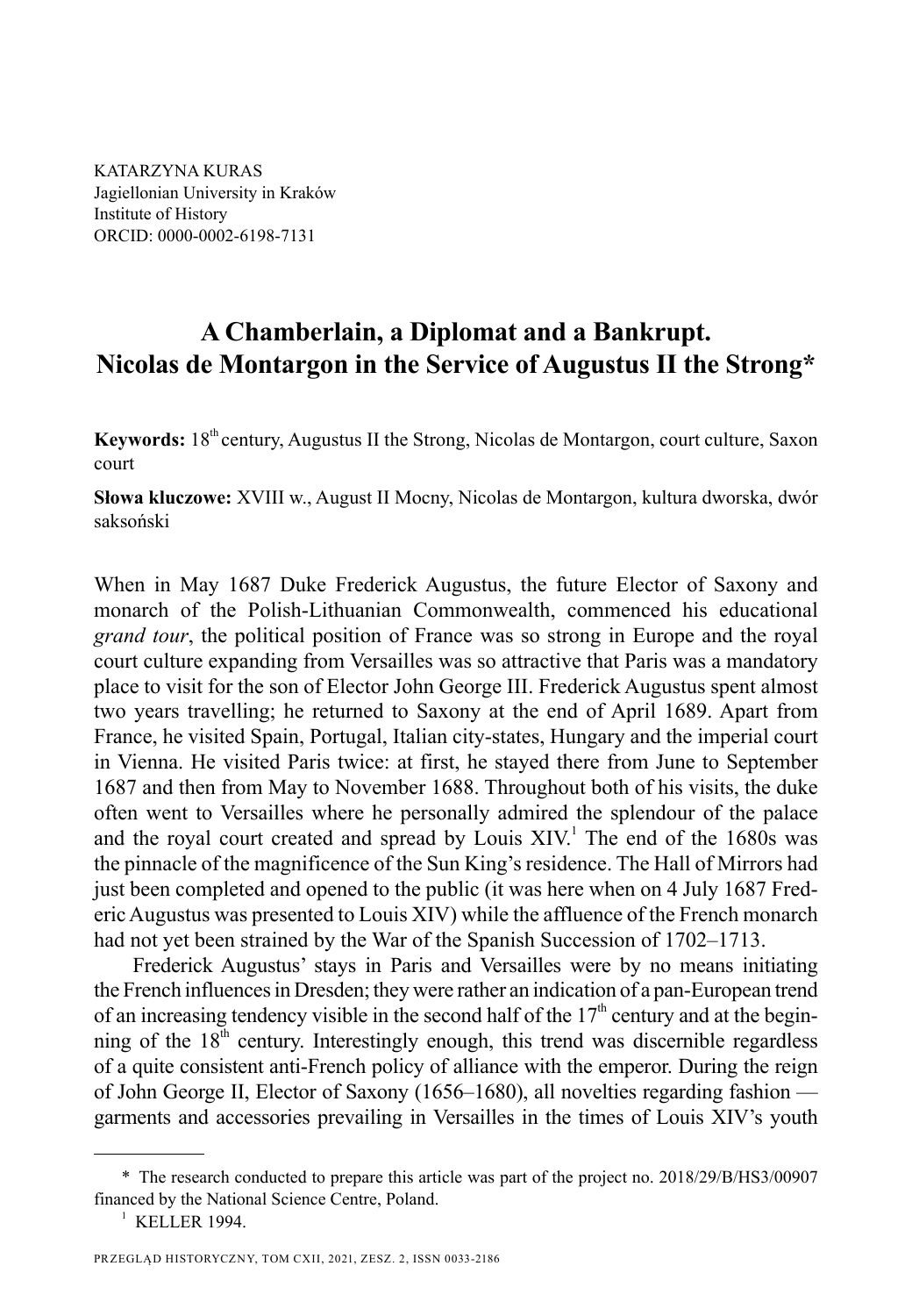KATARZYNA KURAS
Jagiellonian University in Kraków
Institute of History
ORCID: 0000-0002-6198-7131

# A Chamberlain, a Diplomat and a Bankrupt. Nicolas de Montargon in the Service of Augustus II the Strong*

**Keywords:** 18th century, Augustus II the Strong, Nicolas de Montargon, court culture, Saxon court

**Słowa kluczowe:** XVIII w., August II Mocny, Nicolas de Montargon, kultura dworska, dwór saksoński

When in May 1687 Duke Frederick Augustus, the future Elector of Saxony and monarch of the Polish-Lithuanian Commonwealth, commenced his educational *grand tour*, the political position of France was so strong in Europe and the royal court culture expanding from Versailles was so attractive that Paris was a mandatory place to visit for the son of Elector John George III. Frederick Augustus spent almost two years travelling; he returned to Saxony at the end of April 1689. Apart from France, he visited Spain, Portugal, Italian city-states, Hungary and the imperial court in Vienna. He visited Paris twice: at first, he stayed there from June to September 1687 and then from May to November 1688. Throughout both of his visits, the duke often went to Versailles where he personally admired the splendour of the palace and the royal court created and spread by Louis XIV.[1] The end of the 1680s was the pinnacle of the magnificence of the Sun King's residence. The Hall of Mirrors had just been completed and opened to the public (it was here when on 4 July 1687 Frederic Augustus was presented to Louis XIV) while the affluence of the French monarch had not yet been strained by the War of the Spanish Succession of 1702–1713.

Frederick Augustus' stays in Paris and Versailles were by no means initiating the French influences in Dresden; they were rather an indication of a pan-European trend of an increasing tendency visible in the second half of the 17th century and at the beginning of the 18th century. Interestingly enough, this trend was discernible regardless of a quite consistent anti-French policy of alliance with the emperor. During the reign of John George II, Elector of Saxony (1656–1680), all novelties regarding fashion — garments and accessories prevailing in Versailles in the times of Louis XIV's youth

---

\* The research conducted to prepare this article was part of the project no. 2018/29/B/HS3/00907 financed by the National Science Centre, Poland.

[1] KELLER 1994.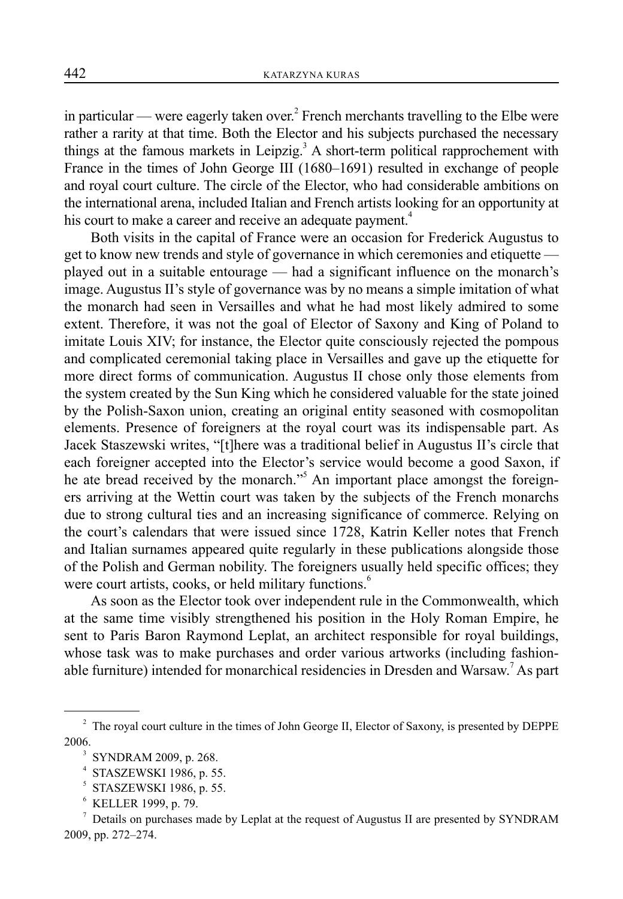in particular — were eagerly taken over.[2] French merchants travelling to the Elbe were rather a rarity at that time. Both the Elector and his subjects purchased the necessary things at the famous markets in Leipzig.[3] A short-term political rapprochement with France in the times of John George III (1680–1691) resulted in exchange of people and royal court culture. The circle of the Elector, who had considerable ambitions on the international arena, included Italian and French artists looking for an opportunity at his court to make a career and receive an adequate payment.[4]

Both visits in the capital of France were an occasion for Frederick Augustus to get to know new trends and style of governance in which ceremonies and etiquette — played out in a suitable entourage — had a significant influence on the monarch's image. Augustus II's style of governance was by no means a simple imitation of what the monarch had seen in Versailles and what he had most likely admired to some extent. Therefore, it was not the goal of Elector of Saxony and King of Poland to imitate Louis XIV; for instance, the Elector quite consciously rejected the pompous and complicated ceremonial taking place in Versailles and gave up the etiquette for more direct forms of communication. Augustus II chose only those elements from the system created by the Sun King which he considered valuable for the state joined by the Polish-Saxon union, creating an original entity seasoned with cosmopolitan elements. Presence of foreigners at the royal court was its indispensable part. As Jacek Staszewski writes, "[t]here was a traditional belief in Augustus II's circle that each foreigner accepted into the Elector's service would become a good Saxon, if he ate bread received by the monarch."[5] An important place amongst the foreigners arriving at the Wettin court was taken by the subjects of the French monarchs due to strong cultural ties and an increasing significance of commerce. Relying on the court's calendars that were issued since 1728, Katrin Keller notes that French and Italian surnames appeared quite regularly in these publications alongside those of the Polish and German nobility. The foreigners usually held specific offices; they were court artists, cooks, or held military functions.[6]

As soon as the Elector took over independent rule in the Commonwealth, which at the same time visibly strengthened his position in the Holy Roman Empire, he sent to Paris Baron Raymond Leplat, an architect responsible for royal buildings, whose task was to make purchases and order various artworks (including fashionable furniture) intended for monarchical residencies in Dresden and Warsaw.[7] As part

---

[2] The royal court culture in the times of John George II, Elector of Saxony, is presented by DEPPE 2006.

[3] SYNDRAM 2009, p. 268.

[4] STASZEWSKI 1986, p. 55.

[5] STASZEWSKI 1986, p. 55.

[6] KELLER 1999, p. 79.

[7] Details on purchases made by Leplat at the request of Augustus II are presented by SYNDRAM 2009, pp. 272–274.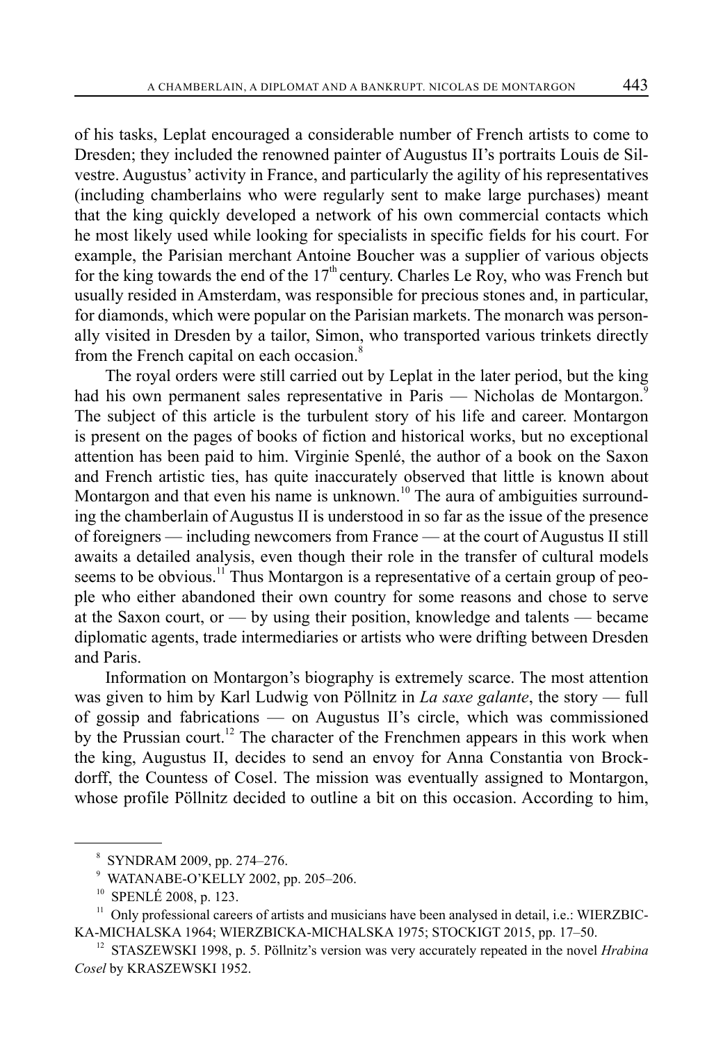of his tasks, Leplat encouraged a considerable number of French artists to come to Dresden; they included the renowned painter of Augustus II's portraits Louis de Silvestre. Augustus' activity in France, and particularly the agility of his representatives (including chamberlains who were regularly sent to make large purchases) meant that the king quickly developed a network of his own commercial contacts which he most likely used while looking for specialists in specific fields for his court. For example, the Parisian merchant Antoine Boucher was a supplier of various objects for the king towards the end of the 17th century. Charles Le Roy, who was French but usually resided in Amsterdam, was responsible for precious stones and, in particular, for diamonds, which were popular on the Parisian markets. The monarch was personally visited in Dresden by a tailor, Simon, who transported various trinkets directly from the French capital on each occasion.[8]

The royal orders were still carried out by Leplat in the later period, but the king had his own permanent sales representative in Paris — Nicholas de Montargon.[9] The subject of this article is the turbulent story of his life and career. Montargon is present on the pages of books of fiction and historical works, but no exceptional attention has been paid to him. Virginie Spenlé, the author of a book on the Saxon and French artistic ties, has quite inaccurately observed that little is known about Montargon and that even his name is unknown.[10] The aura of ambiguities surrounding the chamberlain of Augustus II is understood in so far as the issue of the presence of foreigners — including newcomers from France — at the court of Augustus II still awaits a detailed analysis, even though their role in the transfer of cultural models seems to be obvious.[11] Thus Montargon is a representative of a certain group of people who either abandoned their own country for some reasons and chose to serve at the Saxon court, or — by using their position, knowledge and talents — became diplomatic agents, trade intermediaries or artists who were drifting between Dresden and Paris.

Information on Montargon's biography is extremely scarce. The most attention was given to him by Karl Ludwig von Pöllnitz in *La saxe galante*, the story — full of gossip and fabrications — on Augustus II's circle, which was commissioned by the Prussian court.[12] The character of the Frenchmen appears in this work when the king, Augustus II, decides to send an envoy for Anna Constantia von Brockdorff, the Countess of Cosel. The mission was eventually assigned to Montargon, whose profile Pöllnitz decided to outline a bit on this occasion. According to him,

---

[8] SYNDRAM 2009, pp. 274–276.

[9] WATANABE-O'KELLY 2002, pp. 205–206.

[10] SPENLÉ 2008, p. 123.

[11] Only professional careers of artists and musicians have been analysed in detail, i.e.: WIERZBICKA-MICHALSKA 1964; WIERZBICKA-MICHALSKA 1975; STOCKIGT 2015, pp. 17–50.

[12] STASZEWSKI 1998, p. 5. Pöllnitz's version was very accurately repeated in the novel *Hrabina Cosel* by KRASZEWSKI 1952.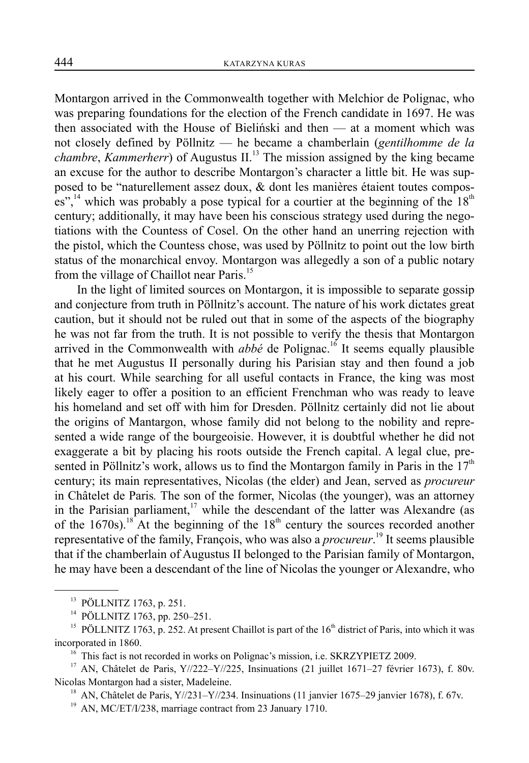Montargon arrived in the Commonwealth together with Melchior de Polignac, who was preparing foundations for the election of the French candidate in 1697. He was then associated with the House of Bieliński and then — at a moment which was not closely defined by Pöllnitz — he became a chamberlain (*gentilhomme de la chambre*, *Kammerherr*) of Augustus II.[13] The mission assigned by the king became an excuse for the author to describe Montargon's character a little bit. He was supposed to be "naturellement assez doux, & dont les manières étaient toutes composes",[14] which was probably a pose typical for a courtier at the beginning of the 18[th] century; additionally, it may have been his conscious strategy used during the negotiations with the Countess of Cosel. On the other hand an unerring rejection with the pistol, which the Countess chose, was used by Pöllnitz to point out the low birth status of the monarchical envoy. Montargon was allegedly a son of a public notary from the village of Chaillot near Paris.[15]

In the light of limited sources on Montargon, it is impossible to separate gossip and conjecture from truth in Pöllnitz's account. The nature of his work dictates great caution, but it should not be ruled out that in some of the aspects of the biography he was not far from the truth. It is not possible to verify the thesis that Montargon arrived in the Commonwealth with *abbé* de Polignac.[16] It seems equally plausible that he met Augustus II personally during his Parisian stay and then found a job at his court. While searching for all useful contacts in France, the king was most likely eager to offer a position to an efficient Frenchman who was ready to leave his homeland and set off with him for Dresden. Pöllnitz certainly did not lie about the origins of Mantargon, whose family did not belong to the nobility and represented a wide range of the bourgeoisie. However, it is doubtful whether he did not exaggerate a bit by placing his roots outside the French capital. A legal clue, presented in Pöllnitz's work, allows us to find the Montargon family in Paris in the 17[th] century; its main representatives, Nicolas (the elder) and Jean, served as *procureur* in Châtelet de Paris. The son of the former, Nicolas (the younger), was an attorney in the Parisian parliament,[17] while the descendant of the latter was Alexandre (as of the 1670s).[18] At the beginning of the 18[th] century the sources recorded another representative of the family, François, who was also a *procureur*.[19] It seems plausible that if the chamberlain of Augustus II belonged to the Parisian family of Montargon, he may have been a descendant of the line of Nicolas the younger or Alexandre, who

---

[13] PÖLLNITZ 1763, p. 251.

[14] PÖLLNITZ 1763, pp. 250–251.

[15] PÖLLNITZ 1763, p. 252. At present Chaillot is part of the 16[th] district of Paris, into which it was incorporated in 1860.

[16] This fact is not recorded in works on Polignac's mission, i.e. SKRZYPIETZ 2009.

[17] AN, Châtelet de Paris, Y//222–Y//225, Insinuations (21 juillet 1671–27 février 1673), f. 80v. Nicolas Montargon had a sister, Madeleine.

[18] AN, Châtelet de Paris, Y//231–Y//234. Insinuations (11 janvier 1675–29 janvier 1678), f. 67v.

[19] AN, MC/ET/I/238, marriage contract from 23 January 1710.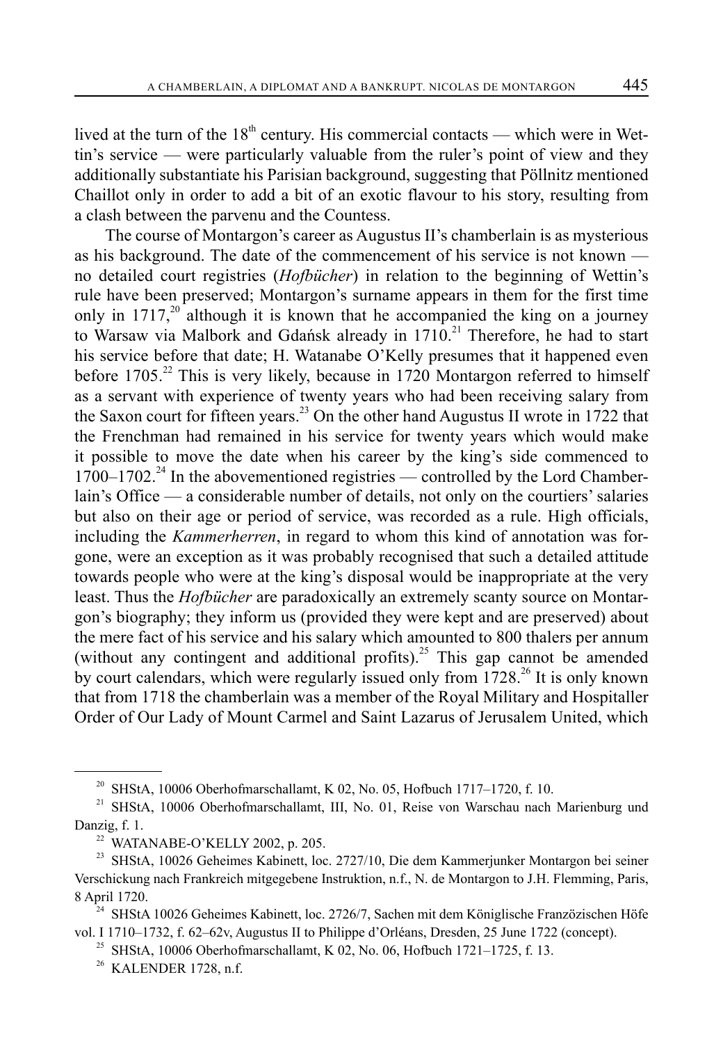lived at the turn of the 18th century. His commercial contacts — which were in Wettin's service — were particularly valuable from the ruler's point of view and they additionally substantiate his Parisian background, suggesting that Pöllnitz mentioned Chaillot only in order to add a bit of an exotic flavour to his story, resulting from a clash between the parvenu and the Countess.

The course of Montargon's career as Augustus II's chamberlain is as mysterious as his background. The date of the commencement of his service is not known — no detailed court registries (*Hofbücher*) in relation to the beginning of Wettin's rule have been preserved; Montargon's surname appears in them for the first time only in 1717,[20] although it is known that he accompanied the king on a journey to Warsaw via Malbork and Gdańsk already in 1710.[21] Therefore, he had to start his service before that date; H. Watanabe O'Kelly presumes that it happened even before 1705.[22] This is very likely, because in 1720 Montargon referred to himself as a servant with experience of twenty years who had been receiving salary from the Saxon court for fifteen years.[23] On the other hand Augustus II wrote in 1722 that the Frenchman had remained in his service for twenty years which would make it possible to move the date when his career by the king's side commenced to 1700–1702.[24] In the abovementioned registries — controlled by the Lord Chamberlain's Office — a considerable number of details, not only on the courtiers' salaries but also on their age or period of service, was recorded as a rule. High officials, including the *Kammerherren*, in regard to whom this kind of annotation was forgone, were an exception as it was probably recognised that such a detailed attitude towards people who were at the king's disposal would be inappropriate at the very least. Thus the *Hofbücher* are paradoxically an extremely scanty source on Montargon's biography; they inform us (provided they were kept and are preserved) about the mere fact of his service and his salary which amounted to 800 thalers per annum (without any contingent and additional profits).[25] This gap cannot be amended by court calendars, which were regularly issued only from 1728.[26] It is only known that from 1718 the chamberlain was a member of the Royal Military and Hospitaller Order of Our Lady of Mount Carmel and Saint Lazarus of Jerusalem United, which

---

[20] SHStA, 10006 Oberhofmarschallamt, K 02, No. 05, Hofbuch 1717–1720, f. 10.

[21] SHStA, 10006 Oberhofmarschallamt, III, No. 01, Reise von Warschau nach Marienburg und Danzig, f. 1.

[22] WATANABE-O'KELLY 2002, p. 205.

[23] SHStA, 10026 Geheimes Kabinett, loc. 2727/10, Die dem Kammerjunker Montargon bei seiner Verschickung nach Frankreich mitgegebene Instruktion, n.f., N. de Montargon to J.H. Flemming, Paris, 8 April 1720.

[24] SHStA 10026 Geheimes Kabinett, loc. 2726/7, Sachen mit dem Königliche Französischen Höfe vol. I 1710–1732, f. 62–62v, Augustus II to Philippe d'Orléans, Dresden, 25 June 1722 (concept).

[25] SHStA, 10006 Oberhofmarschallamt, K 02, No. 06, Hofbuch 1721–1725, f. 13.

[26] KALENDER 1728, n.f.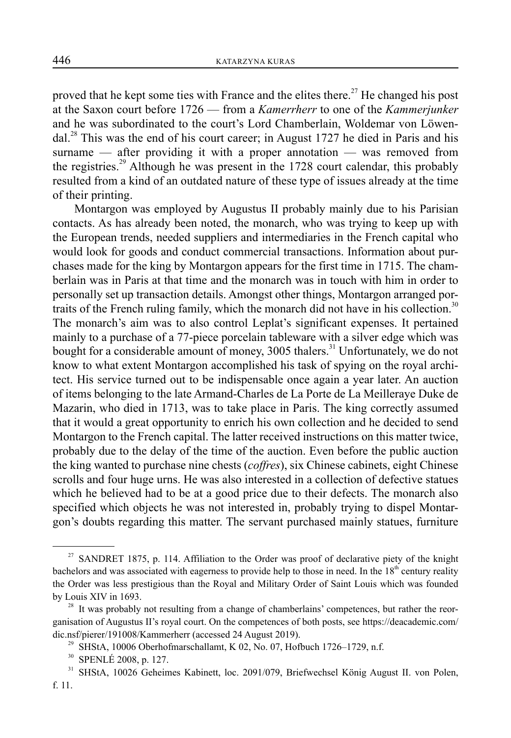proved that he kept some ties with France and the elites there.[27] He changed his post at the Saxon court before 1726 — from a *Kamerrherr* to one of the *Kammerjunker* and he was subordinated to the court's Lord Chamberlain, Woldemar von Löwendal.[28] This was the end of his court career; in August 1727 he died in Paris and his surname — after providing it with a proper annotation — was removed from the registries.[29] Although he was present in the 1728 court calendar, this probably resulted from a kind of an outdated nature of these type of issues already at the time of their printing.

Montargon was employed by Augustus II probably mainly due to his Parisian contacts. As has already been noted, the monarch, who was trying to keep up with the European trends, needed suppliers and intermediaries in the French capital who would look for goods and conduct commercial transactions. Information about purchases made for the king by Montargon appears for the first time in 1715. The chamberlain was in Paris at that time and the monarch was in touch with him in order to personally set up transaction details. Amongst other things, Montargon arranged portraits of the French ruling family, which the monarch did not have in his collection.[30] The monarch's aim was to also control Leplat's significant expenses. It pertained mainly to a purchase of a 77-piece porcelain tableware with a silver edge which was bought for a considerable amount of money, 3005 thalers.[31] Unfortunately, we do not know to what extent Montargon accomplished his task of spying on the royal architect. His service turned out to be indispensable once again a year later. An auction of items belonging to the late Armand-Charles de La Porte de La Meilleraye Duke de Mazarin, who died in 1713, was to take place in Paris. The king correctly assumed that it would a great opportunity to enrich his own collection and he decided to send Montargon to the French capital. The latter received instructions on this matter twice, probably due to the delay of the time of the auction. Even before the public auction the king wanted to purchase nine chests (*coffres*), six Chinese cabinets, eight Chinese scrolls and four huge urns. He was also interested in a collection of defective statues which he believed had to be at a good price due to their defects. The monarch also specified which objects he was not interested in, probably trying to dispel Montargon's doubts regarding this matter. The servant purchased mainly statues, furniture

---

[27] SANDRET 1875, p. 114. Affiliation to the Order was proof of declarative piety of the knight bachelors and was associated with eagerness to provide help to those in need. In the 18th century reality the Order was less prestigious than the Royal and Military Order of Saint Louis which was founded by Louis XIV in 1693.

[28] It was probably not resulting from a change of chamberlains' competences, but rather the reorganisation of Augustus II's royal court. On the competences of both posts, see https://deacademic.com/dic.nsf/pierer/191008/Kammerherr (accessed 24 August 2019).

[29] SHStA, 10006 Oberhofmarschallamt, K 02, No. 07, Hofbuch 1726–1729, n.f.

[30] SPENLÉ 2008, p. 127.

[31] SHStA, 10026 Geheimes Kabinett, loc. 2091/079, Briefwechsel König August II. von Polen, f. 11.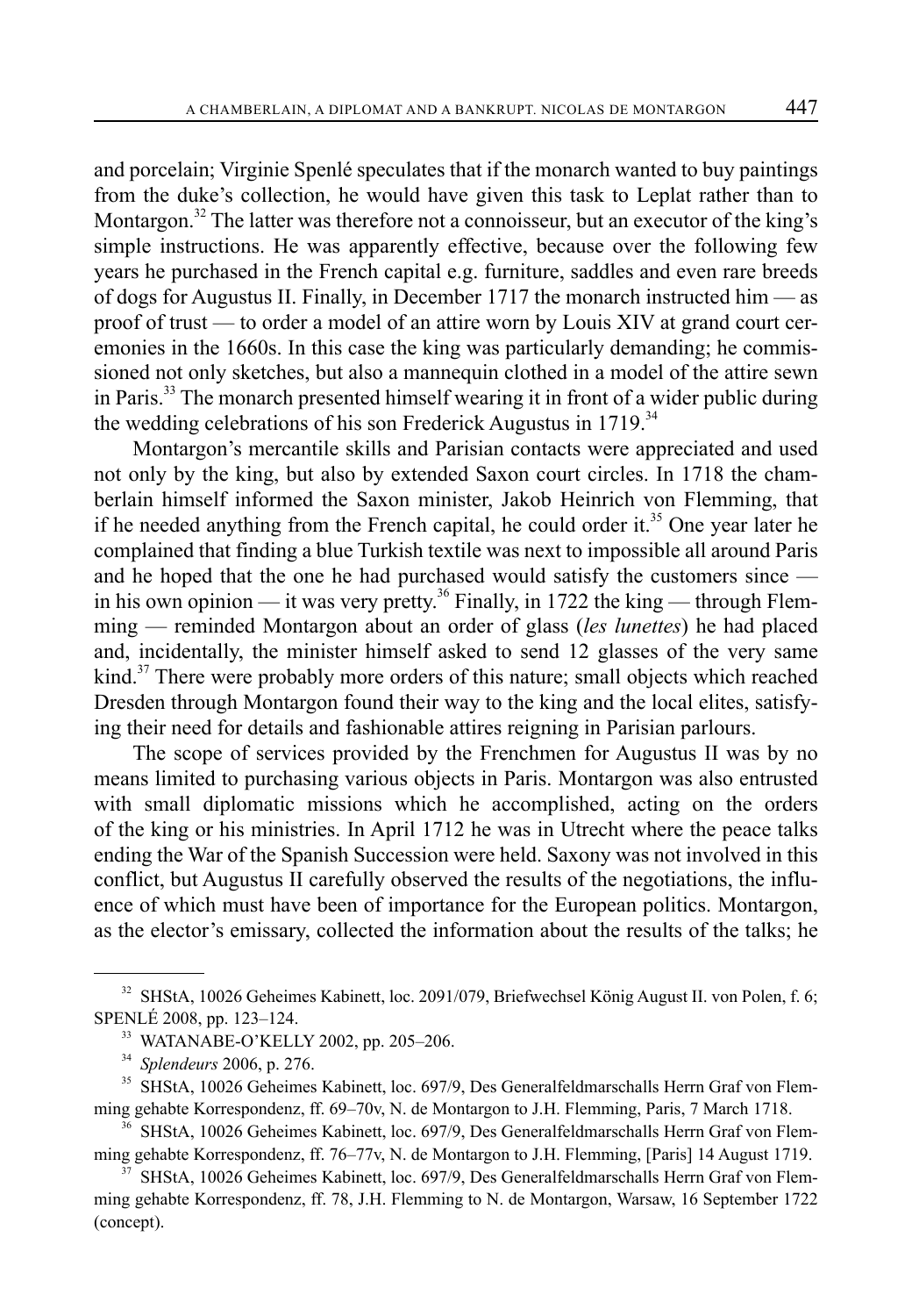and porcelain; Virginie Spenlé speculates that if the monarch wanted to buy paintings from the duke's collection, he would have given this task to Leplat rather than to Montargon.[32] The latter was therefore not a connoisseur, but an executor of the king's simple instructions. He was apparently effective, because over the following few years he purchased in the French capital e.g. furniture, saddles and even rare breeds of dogs for Augustus II. Finally, in December 1717 the monarch instructed him — as proof of trust — to order a model of an attire worn by Louis XIV at grand court ceremonies in the 1660s. In this case the king was particularly demanding; he commissioned not only sketches, but also a mannequin clothed in a model of the attire sewn in Paris.[33] The monarch presented himself wearing it in front of a wider public during the wedding celebrations of his son Frederick Augustus in 1719.[34]

Montargon's mercantile skills and Parisian contacts were appreciated and used not only by the king, but also by extended Saxon court circles. In 1718 the chamberlain himself informed the Saxon minister, Jakob Heinrich von Flemming, that if he needed anything from the French capital, he could order it.[35] One year later he complained that finding a blue Turkish textile was next to impossible all around Paris and he hoped that the one he had purchased would satisfy the customers since — in his own opinion — it was very pretty.[36] Finally, in 1722 the king — through Flemming — reminded Montargon about an order of glass (*les lunettes*) he had placed and, incidentally, the minister himself asked to send 12 glasses of the very same kind.[37] There were probably more orders of this nature; small objects which reached Dresden through Montargon found their way to the king and the local elites, satisfying their need for details and fashionable attires reigning in Parisian parlours.

The scope of services provided by the Frenchmen for Augustus II was by no means limited to purchasing various objects in Paris. Montargon was also entrusted with small diplomatic missions which he accomplished, acting on the orders of the king or his ministries. In April 1712 he was in Utrecht where the peace talks ending the War of the Spanish Succession were held. Saxony was not involved in this conflict, but Augustus II carefully observed the results of the negotiations, the influence of which must have been of importance for the European politics. Montargon, as the elector's emissary, collected the information about the results of the talks; he

---

[32] SHStA, 10026 Geheimes Kabinett, loc. 2091/079, Briefwechsel König August II. von Polen, f. 6; SPENLÉ 2008, pp. 123–124.

[33] WATANABE-O'KELLY 2002, pp. 205–206.

[34] *Splendeurs* 2006, p. 276.

[35] SHStA, 10026 Geheimes Kabinett, loc. 697/9, Des Generalfeldmarschalls Herrn Graf von Flemming gehabte Korrespondenz, ff. 69–70v, N. de Montargon to J.H. Flemming, Paris, 7 March 1718.

[36] SHStA, 10026 Geheimes Kabinett, loc. 697/9, Des Generalfeldmarschalls Herrn Graf von Flemming gehabte Korrespondenz, ff. 76–77v, N. de Montargon to J.H. Flemming, [Paris] 14 August 1719.

[37] SHStA, 10026 Geheimes Kabinett, loc. 697/9, Des Generalfeldmarschalls Herrn Graf von Flemming gehabte Korrespondenz, ff. 78, J.H. Flemming to N. de Montargon, Warsaw, 16 September 1722 (concept).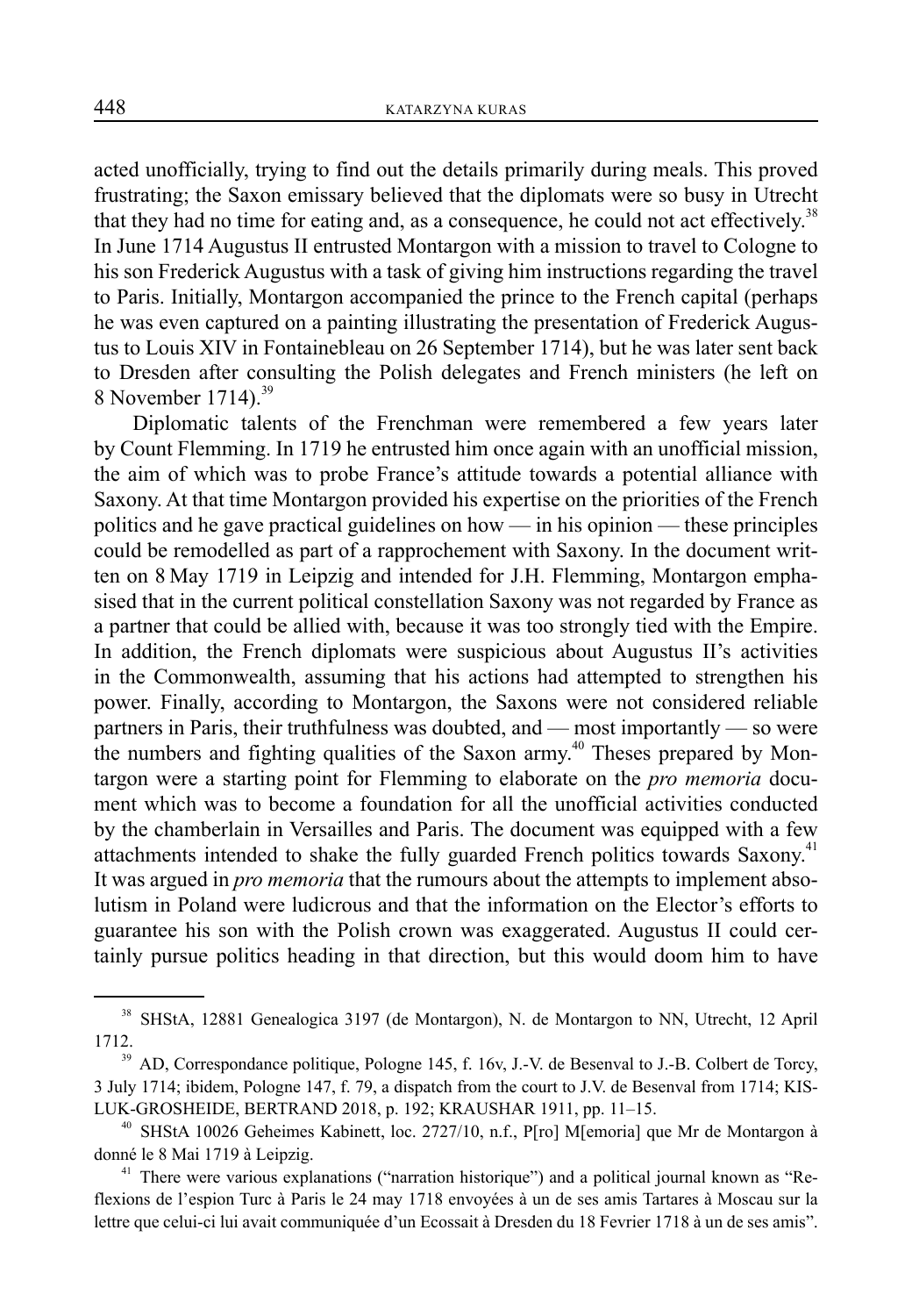acted unofficially, trying to find out the details primarily during meals. This proved frustrating; the Saxon emissary believed that the diplomats were so busy in Utrecht that they had no time for eating and, as a consequence, he could not act effectively.[38] In June 1714 Augustus II entrusted Montargon with a mission to travel to Cologne to his son Frederick Augustus with a task of giving him instructions regarding the travel to Paris. Initially, Montargon accompanied the prince to the French capital (perhaps he was even captured on a painting illustrating the presentation of Frederick Augustus to Louis XIV in Fontainebleau on 26 September 1714), but he was later sent back to Dresden after consulting the Polish delegates and French ministers (he left on 8 November 1714).[39]

Diplomatic talents of the Frenchman were remembered a few years later by Count Flemming. In 1719 he entrusted him once again with an unofficial mission, the aim of which was to probe France's attitude towards a potential alliance with Saxony. At that time Montargon provided his expertise on the priorities of the French politics and he gave practical guidelines on how — in his opinion — these principles could be remodelled as part of a rapprochement with Saxony. In the document written on 8 May 1719 in Leipzig and intended for J.H. Flemming, Montargon emphasised that in the current political constellation Saxony was not regarded by France as a partner that could be allied with, because it was too strongly tied with the Empire. In addition, the French diplomats were suspicious about Augustus II's activities in the Commonwealth, assuming that his actions had attempted to strengthen his power. Finally, according to Montargon, the Saxons were not considered reliable partners in Paris, their truthfulness was doubted, and — most importantly — so were the numbers and fighting qualities of the Saxon army.[40] Theses prepared by Montargon were a starting point for Flemming to elaborate on the *pro memoria* document which was to become a foundation for all the unofficial activities conducted by the chamberlain in Versailles and Paris. The document was equipped with a few attachments intended to shake the fully guarded French politics towards Saxony.[41] It was argued in *pro memoria* that the rumours about the attempts to implement absolutism in Poland were ludicrous and that the information on the Elector's efforts to guarantee his son with the Polish crown was exaggerated. Augustus II could certainly pursue politics heading in that direction, but this would doom him to have

---

[38] SHStA, 12881 Genealogica 3197 (de Montargon), N. de Montargon to NN, Utrecht, 12 April 1712.

[39] AD, Correspondance politique, Pologne 145, f. 16v, J.-V. de Besenval to J.-B. Colbert de Torcy, 3 July 1714; ibidem, Pologne 147, f. 79, a dispatch from the court to J.V. de Besenval from 1714; KISLUK-GROSHEIDE, BERTRAND 2018, p. 192; KRAUSHAR 1911, pp. 11–15.

[40] SHStA 10026 Geheimes Kabinett, loc. 2727/10, n.f., P[ro] M[emoria] que Mr de Montargon à donné le 8 Mai 1719 à Leipzig.

[41] There were various explanations ("narration historique") and a political journal known as "Reflexions de l'espion Turc à Paris le 24 may 1718 envoyées à un de ses amis Tartares à Moscau sur la lettre que celui-ci lui avait communiquée d'un Ecossait à Dresden du 18 Fevrier 1718 à un de ses amis".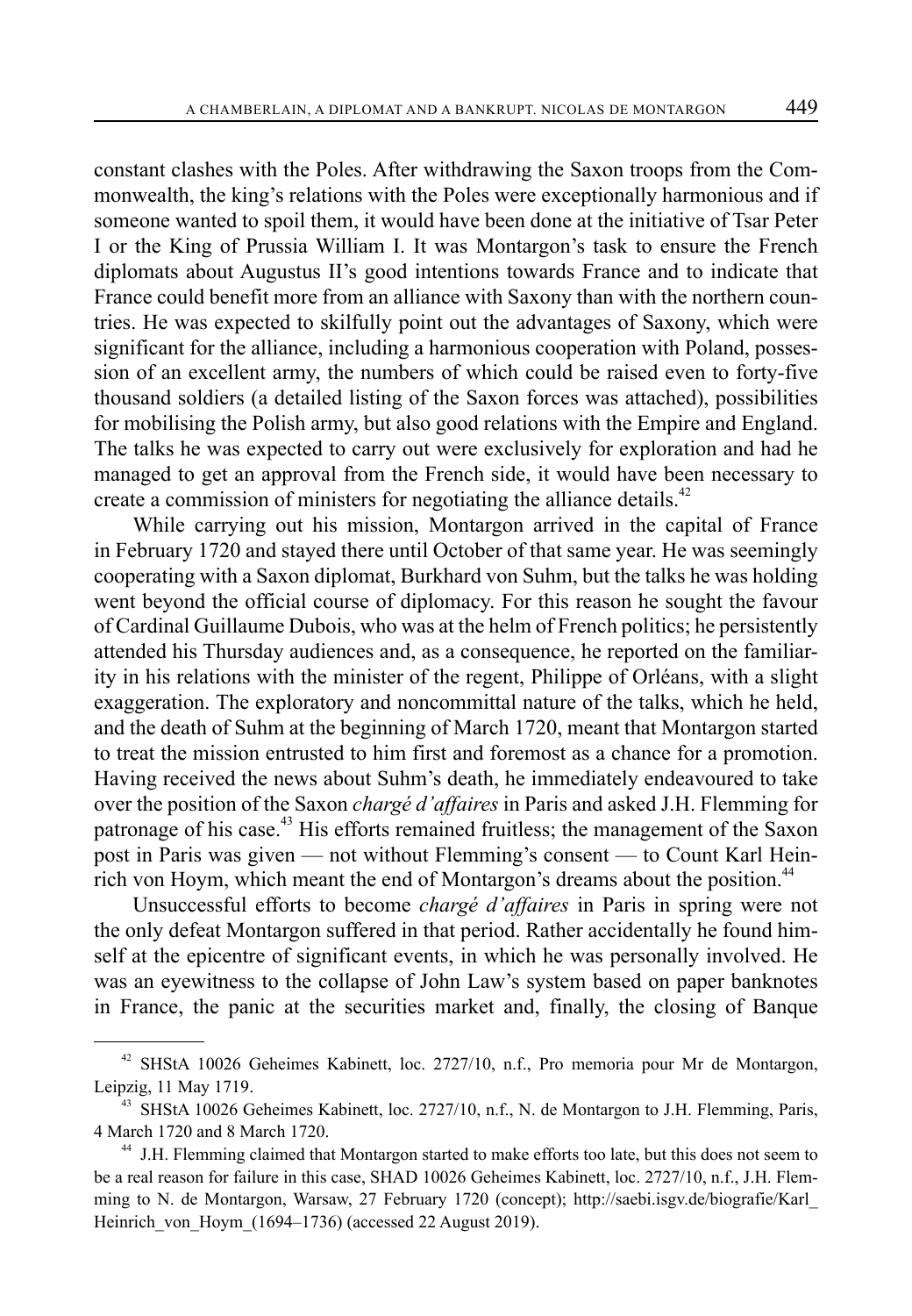constant clashes with the Poles. After withdrawing the Saxon troops from the Commonwealth, the king's relations with the Poles were exceptionally harmonious and if someone wanted to spoil them, it would have been done at the initiative of Tsar Peter I or the King of Prussia William I. It was Montargon's task to ensure the French diplomats about Augustus II's good intentions towards France and to indicate that France could benefit more from an alliance with Saxony than with the northern countries. He was expected to skilfully point out the advantages of Saxony, which were significant for the alliance, including a harmonious cooperation with Poland, possession of an excellent army, the numbers of which could be raised even to forty-five thousand soldiers (a detailed listing of the Saxon forces was attached), possibilities for mobilising the Polish army, but also good relations with the Empire and England. The talks he was expected to carry out were exclusively for exploration and had he managed to get an approval from the French side, it would have been necessary to create a commission of ministers for negotiating the alliance details.[42]

While carrying out his mission, Montargon arrived in the capital of France in February 1720 and stayed there until October of that same year. He was seemingly cooperating with a Saxon diplomat, Burkhard von Suhm, but the talks he was holding went beyond the official course of diplomacy. For this reason he sought the favour of Cardinal Guillaume Dubois, who was at the helm of French politics; he persistently attended his Thursday audiences and, as a consequence, he reported on the familiarity in his relations with the minister of the regent, Philippe of Orléans, with a slight exaggeration. The exploratory and noncommittal nature of the talks, which he held, and the death of Suhm at the beginning of March 1720, meant that Montargon started to treat the mission entrusted to him first and foremost as a chance for a promotion. Having received the news about Suhm's death, he immediately endeavoured to take over the position of the Saxon *chargé d'affaires* in Paris and asked J.H. Flemming for patronage of his case.[43] His efforts remained fruitless; the management of the Saxon post in Paris was given — not without Flemming's consent — to Count Karl Heinrich von Hoym, which meant the end of Montargon's dreams about the position.[44]

Unsuccessful efforts to become *chargé d'affaires* in Paris in spring were not the only defeat Montargon suffered in that period. Rather accidentally he found himself at the epicentre of significant events, in which he was personally involved. He was an eyewitness to the collapse of John Law's system based on paper banknotes in France, the panic at the securities market and, finally, the closing of Banque

---

[42] SHStA 10026 Geheimes Kabinett, loc. 2727/10, n.f., Pro memoria pour Mr de Montargon, Leipzig, 11 May 1719.

[43] SHStA 10026 Geheimes Kabinett, loc. 2727/10, n.f., N. de Montargon to J.H. Flemming, Paris, 4 March 1720 and 8 March 1720.

[44] J.H. Flemming claimed that Montargon started to make efforts too late, but this does not seem to be a real reason for failure in this case, SHAD 10026 Geheimes Kabinett, loc. 2727/10, n.f., J.H. Flemming to N. de Montargon, Warsaw, 27 February 1720 (concept); http://saebi.isgv.de/biografie/Karl_Heinrich_von_Hoym_(1694–1736) (accessed 22 August 2019).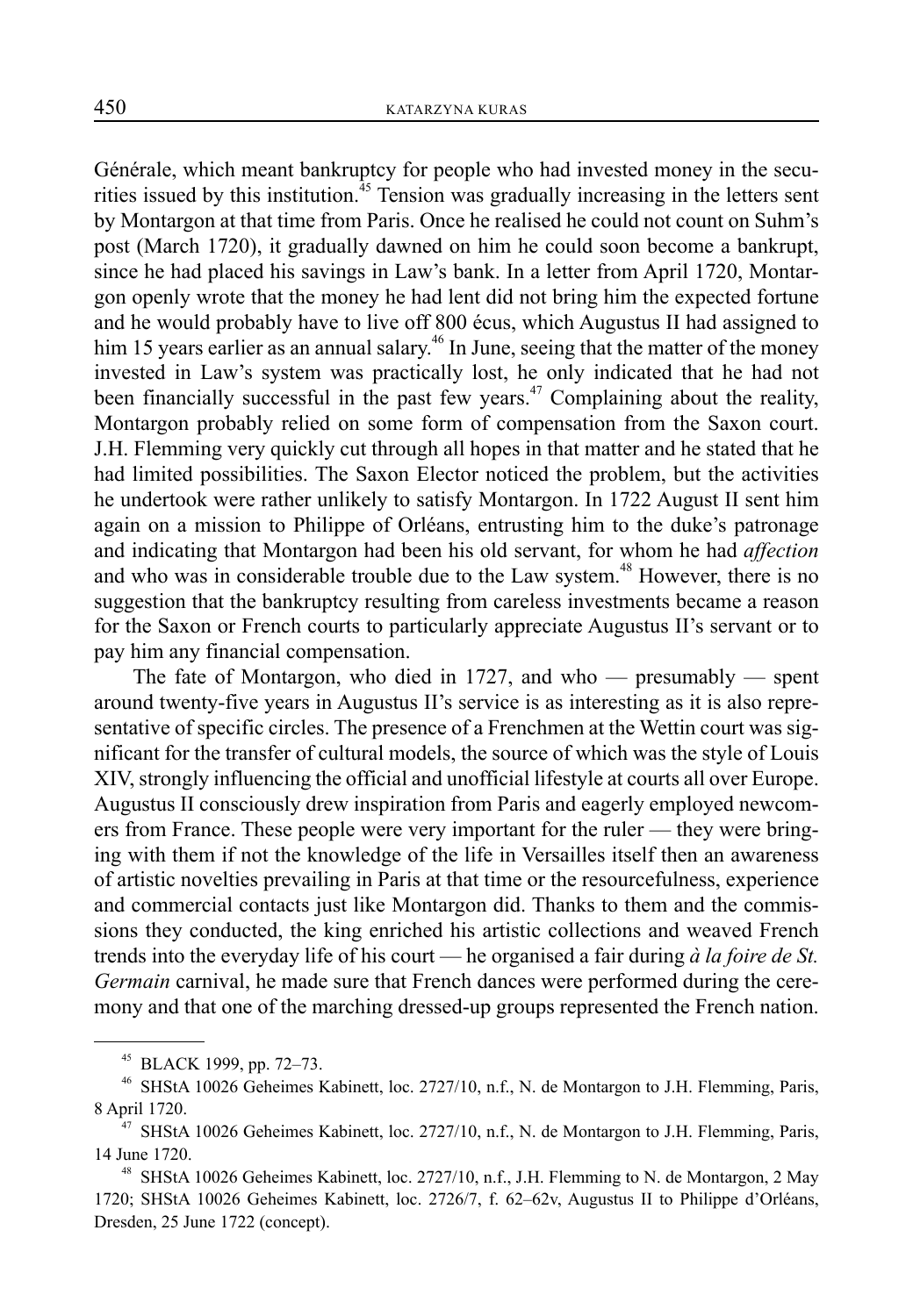Générale, which meant bankruptcy for people who had invested money in the securities issued by this institution.[45] Tension was gradually increasing in the letters sent by Montargon at that time from Paris. Once he realised he could not count on Suhm's post (March 1720), it gradually dawned on him he could soon become a bankrupt, since he had placed his savings in Law's bank. In a letter from April 1720, Montargon openly wrote that the money he had lent did not bring him the expected fortune and he would probably have to live off 800 écus, which Augustus II had assigned to him 15 years earlier as an annual salary.[46] In June, seeing that the matter of the money invested in Law's system was practically lost, he only indicated that he had not been financially successful in the past few years.[47] Complaining about the reality, Montargon probably relied on some form of compensation from the Saxon court. J.H. Flemming very quickly cut through all hopes in that matter and he stated that he had limited possibilities. The Saxon Elector noticed the problem, but the activities he undertook were rather unlikely to satisfy Montargon. In 1722 August II sent him again on a mission to Philippe of Orléans, entrusting him to the duke's patronage and indicating that Montargon had been his old servant, for whom he had *affection* and who was in considerable trouble due to the Law system.[48] However, there is no suggestion that the bankruptcy resulting from careless investments became a reason for the Saxon or French courts to particularly appreciate Augustus II's servant or to pay him any financial compensation.

The fate of Montargon, who died in 1727, and who — presumably — spent around twenty-five years in Augustus II's service is as interesting as it is also representative of specific circles. The presence of a Frenchmen at the Wettin court was significant for the transfer of cultural models, the source of which was the style of Louis XIV, strongly influencing the official and unofficial lifestyle at courts all over Europe. Augustus II consciously drew inspiration from Paris and eagerly employed newcomers from France. These people were very important for the ruler — they were bringing with them if not the knowledge of the life in Versailles itself then an awareness of artistic novelties prevailing in Paris at that time or the resourcefulness, experience and commercial contacts just like Montargon did. Thanks to them and the commissions they conducted, the king enriched his artistic collections and weaved French trends into the everyday life of his court — he organised a fair during *à la foire de St. Germain* carnival, he made sure that French dances were performed during the ceremony and that one of the marching dressed-up groups represented the French nation.

---

[45] BLACK 1999, pp. 72–73.

[46] SHStA 10026 Geheimes Kabinett, loc. 2727/10, n.f., N. de Montargon to J.H. Flemming, Paris, 8 April 1720.

[47] SHStA 10026 Geheimes Kabinett, loc. 2727/10, n.f., N. de Montargon to J.H. Flemming, Paris, 14 June 1720.

[48] SHStA 10026 Geheimes Kabinett, loc. 2727/10, n.f., J.H. Flemming to N. de Montargon, 2 May 1720; SHStA 10026 Geheimes Kabinett, loc. 2726/7, f. 62–62v, Augustus II to Philippe d'Orléans, Dresden, 25 June 1722 (concept).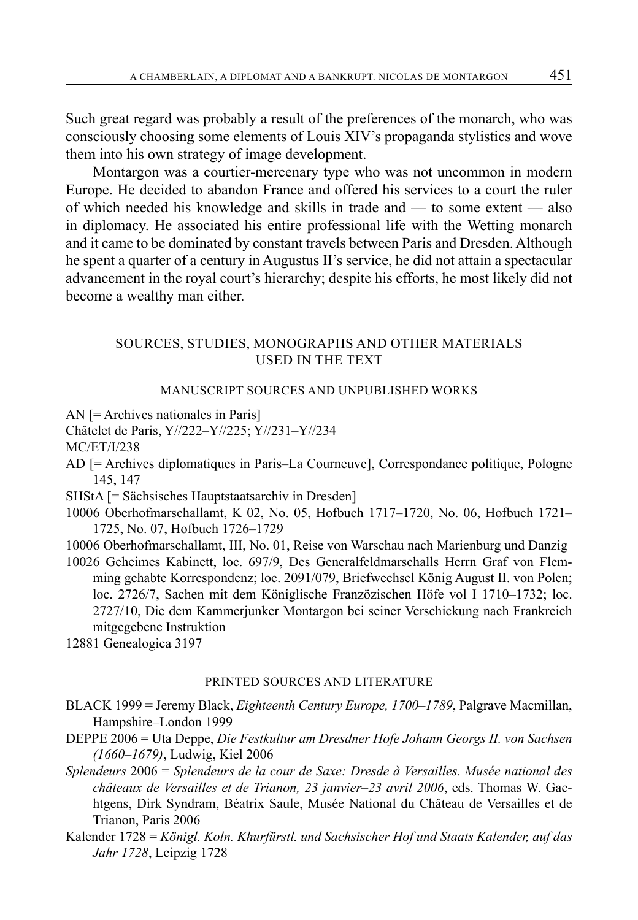Such great regard was probably a result of the preferences of the monarch, who was consciously choosing some elements of Louis XIV's propaganda stylistics and wove them into his own strategy of image development.

Montargon was a courtier-mercenary type who was not uncommon in modern Europe. He decided to abandon France and offered his services to a court the ruler of which needed his knowledge and skills in trade and — to some extent — also in diplomacy. He associated his entire professional life with the Wetting monarch and it came to be dominated by constant travels between Paris and Dresden. Although he spent a quarter of a century in Augustus II's service, he did not attain a spectacular advancement in the royal court's hierarchy; despite his efforts, he most likely did not become a wealthy man either.

## SOURCES, STUDIES, MONOGRAPHS AND OTHER MATERIALS USED IN THE TEXT

### MANUSCRIPT SOURCES AND UNPUBLISHED WORKS

AN [= Archives nationales in Paris]

Châtelet de Paris, Y//222–Y//225; Y//231–Y//234

MC/ET/I/238

AD [= Archives diplomatiques in Paris–La Courneuve], Correspondance politique, Pologne 145, 147

SHStA [= Sächsisches Hauptstaatsarchiv in Dresden]

10006 Oberhofmarschallamt, K 02, No. 05, Hofbuch 1717–1720, No. 06, Hofbuch 1721–1725, No. 07, Hofbuch 1726–1729

10006 Oberhofmarschallamt, III, No. 01, Reise von Warschau nach Marienburg und Danzig

10026 Geheimes Kabinett, loc. 697/9, Des Generalfeldmarschalls Herrn Graf von Flemming gehabte Korrespondenz; loc. 2091/079, Briefwechsel König August II. von Polen; loc. 2726/7, Sachen mit dem Königlische Französischen Höfe vol I 1710–1732; loc. 2727/10, Die dem Kammerjunker Montargon bei seiner Verschickung nach Frankreich mitgegebene Instruktion

12881 Genealogica 3197

### PRINTED SOURCES AND LITERATURE

BLACK 1999 = Jeremy Black, *Eighteenth Century Europe, 1700–1789*, Palgrave Macmillan, Hampshire–London 1999

DEPPE 2006 = Uta Deppe, *Die Festkultur am Dresdner Hofe Johann Georgs II. von Sachsen (1660–1679)*, Ludwig, Kiel 2006

*Splendeurs* 2006 = *Splendeurs de la cour de Saxe: Dresde à Versailles. Musée national des châteaux de Versailles et de Trianon, 23 janvier–23 avril 2006*, eds. Thomas W. Gaehtgens, Dirk Syndram, Béatrix Saule, Musée National du Château de Versailles et de Trianon, Paris 2006

Kalender 1728 = *Königl. Koln. Khurfürstl. und Sachsischer Hof und Staats Kalender, auf das Jahr 1728*, Leipzig 1728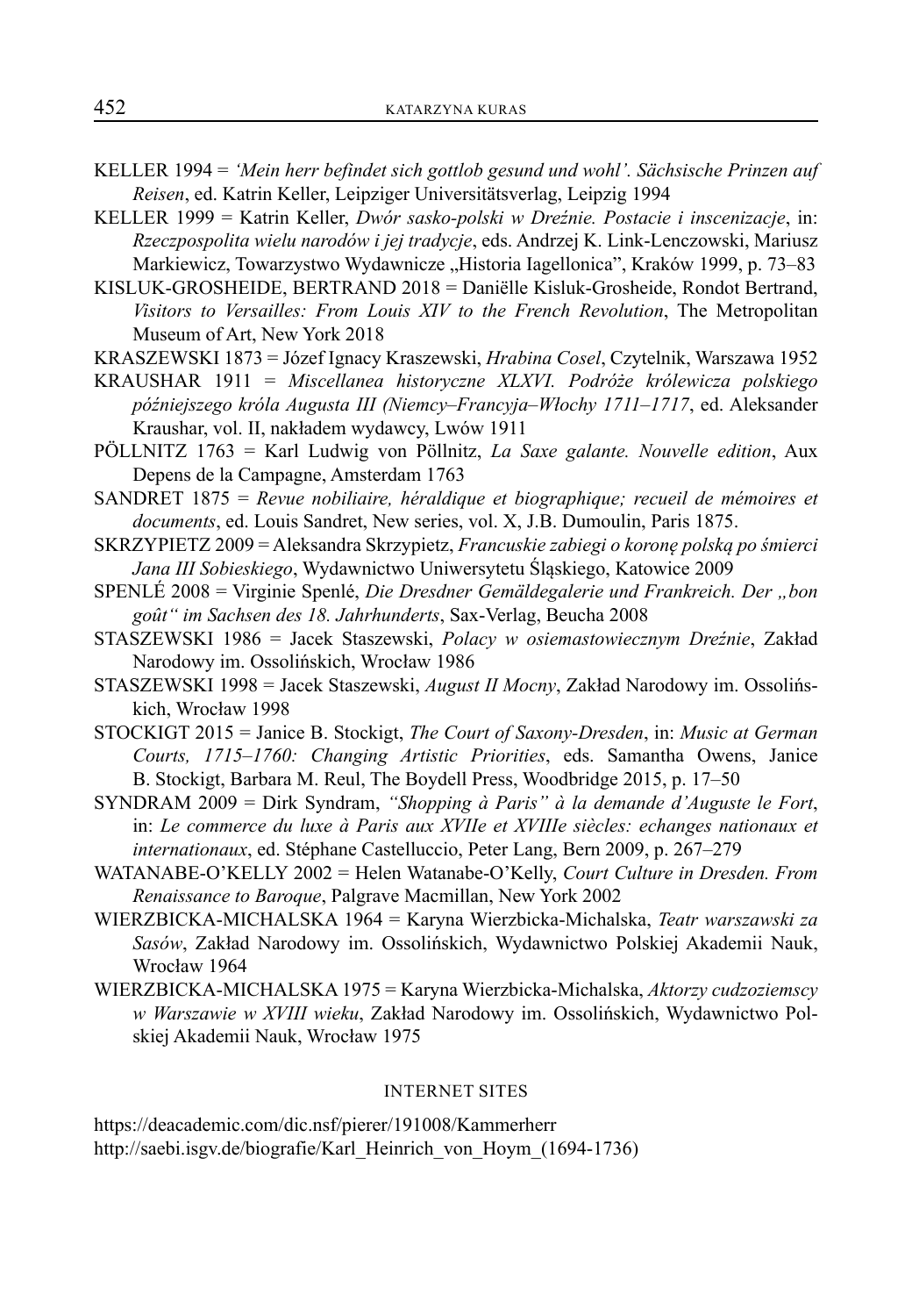KELLER 1994 = *'Mein herr befindet sich gottlob gesund und wohl'. Sächsische Prinzen auf Reisen*, ed. Katrin Keller, Leipziger Universitätsverlag, Leipzig 1994

KELLER 1999 = Katrin Keller, *Dwór sasko-polski w Dreźnie. Postacie i inscenizacje*, in: *Rzeczpospolita wielu narodów i jej tradycje*, eds. Andrzej K. Link-Lenczowski, Mariusz Markiewicz, Towarzystwo Wydawnicze „Historia Iagellonica", Kraków 1999, p. 73–83

KISLUK-GROSHEIDE, BERTRAND 2018 = Daniëlle Kisluk-Grosheide, Rondot Bertrand, *Visitors to Versailles: From Louis XIV to the French Revolution*, The Metropolitan Museum of Art, New York 2018

KRASZEWSKI 1873 = Józef Ignacy Kraszewski, *Hrabina Cosel*, Czytelnik, Warszawa 1952

KRAUSHAR 1911 = *Miscellanea historyczne XLXVI. Podróże królewicza polskiego późniejszego króla Augusta III (Niemcy–Francyja–Włochy 1711–1717*, ed. Aleksander Kraushar, vol. II, nakładem wydawcy, Lwów 1911

PÖLLNITZ 1763 = Karl Ludwig von Pöllnitz, *La Saxe galante. Nouvelle edition*, Aux Depens de la Campagne, Amsterdam 1763

SANDRET 1875 = *Revue nobiliaire, héraldique et biographique; recueil de mémoires et documents*, ed. Louis Sandret, New series, vol. X, J.B. Dumoulin, Paris 1875.

SKRZYPIETZ 2009 = Aleksandra Skrzypietz, *Francuskie zabiegi o koronę polską po śmierci Jana III Sobieskiego*, Wydawnictwo Uniwersytetu Śląskiego, Katowice 2009

SPENLÉ 2008 = Virginie Spenlé, *Die Dresdner Gemäldegalerie und Frankreich. Der „bon goût" im Sachsen des 18. Jahrhunderts*, Sax-Verlag, Beucha 2008

STASZEWSKI 1986 = Jacek Staszewski, *Polacy w osiemastowiecznym Dreźnie*, Zakład Narodowy im. Ossolińskich, Wrocław 1986

STASZEWSKI 1998 = Jacek Staszewski, *August II Mocny*, Zakład Narodowy im. Ossolińskich, Wrocław 1998

STOCKIGT 2015 = Janice B. Stockigt, *The Court of Saxony-Dresden*, in: *Music at German Courts, 1715–1760: Changing Artistic Priorities*, eds. Samantha Owens, Janice B. Stockigt, Barbara M. Reul, The Boydell Press, Woodbridge 2015, p. 17–50

SYNDRAM 2009 = Dirk Syndram, *"Shopping à Paris" à la demande d'Auguste le Fort*, in: *Le commerce du luxe à Paris aux XVIIe et XVIIIe siècles: echanges nationaux et internationaux*, ed. Stéphane Castelluccio, Peter Lang, Bern 2009, p. 267–279

WATANABE-O'KELLY 2002 = Helen Watanabe-O'Kelly, *Court Culture in Dresden. From Renaissance to Baroque*, Palgrave Macmillan, New York 2002

WIERZBICKA-MICHALSKA 1964 = Karyna Wierzbicka-Michalska, *Teatr warszawski za Sasów*, Zakład Narodowy im. Ossolińskich, Wydawnictwo Polskiej Akademii Nauk, Wrocław 1964

WIERZBICKA-MICHALSKA 1975 = Karyna Wierzbicka-Michalska, *Aktorzy cudzoziemscy w Warszawie w XVIII wieku*, Zakład Narodowy im. Ossolińskich, Wydawnictwo Polskiej Akademii Nauk, Wrocław 1975

## INTERNET SITES

https://deacademic.com/dic.nsf/pierer/191008/Kammerherr

http://saebi.isgv.de/biografie/Karl_Heinrich_von_Hoym_(1694-1736)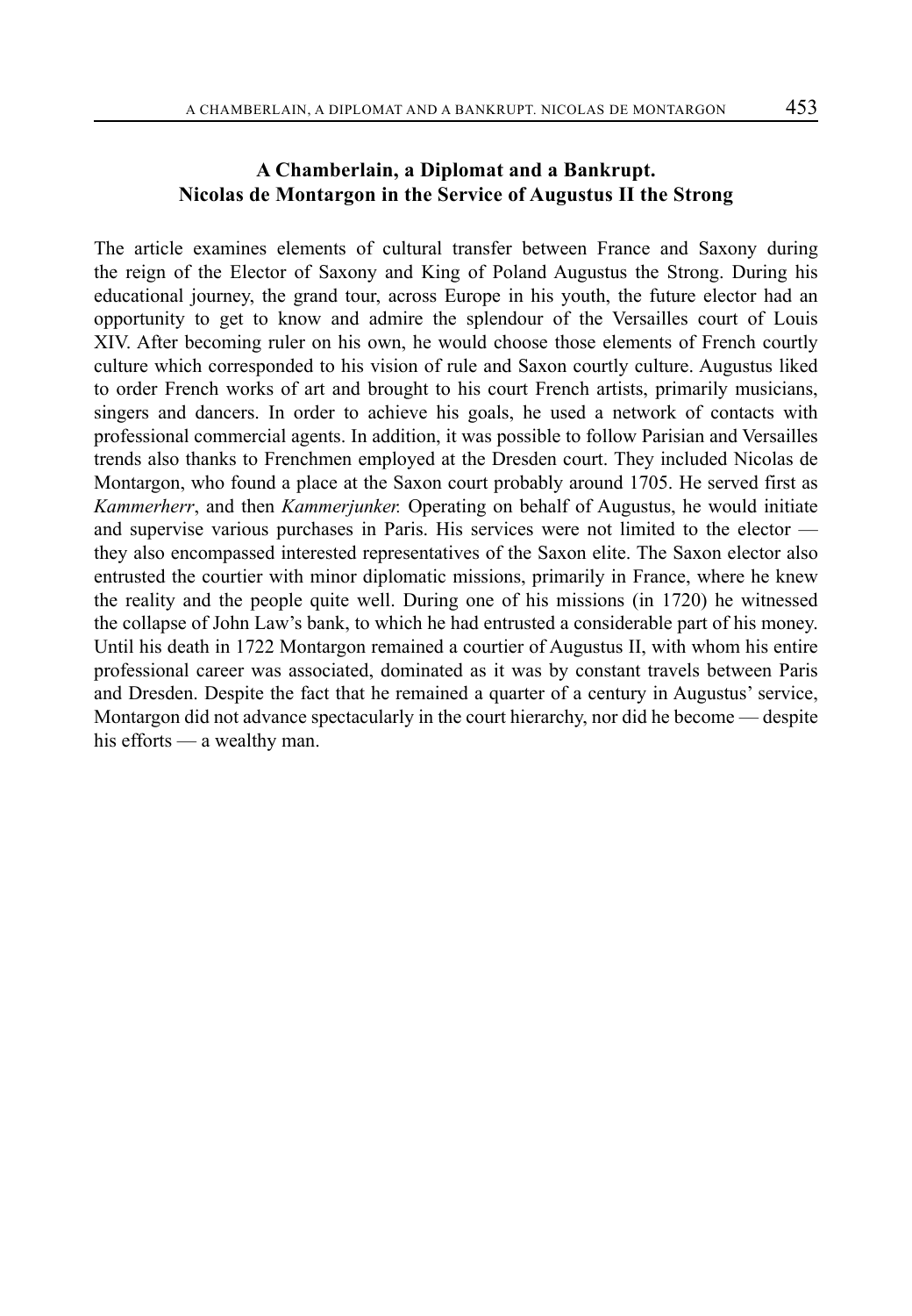## A Chamberlain, a Diplomat and a Bankrupt. Nicolas de Montargon in the Service of Augustus II the Strong

The article examines elements of cultural transfer between France and Saxony during the reign of the Elector of Saxony and King of Poland Augustus the Strong. During his educational journey, the grand tour, across Europe in his youth, the future elector had an opportunity to get to know and admire the splendour of the Versailles court of Louis XIV. After becoming ruler on his own, he would choose those elements of French courtly culture which corresponded to his vision of rule and Saxon courtly culture. Augustus liked to order French works of art and brought to his court French artists, primarily musicians, singers and dancers. In order to achieve his goals, he used a network of contacts with professional commercial agents. In addition, it was possible to follow Parisian and Versailles trends also thanks to Frenchmen employed at the Dresden court. They included Nicolas de Montargon, who found a place at the Saxon court probably around 1705. He served first as *Kammerherr*, and then *Kammerjunker.* Operating on behalf of Augustus, he would initiate and supervise various purchases in Paris. His services were not limited to the elector — they also encompassed interested representatives of the Saxon elite. The Saxon elector also entrusted the courtier with minor diplomatic missions, primarily in France, where he knew the reality and the people quite well. During one of his missions (in 1720) he witnessed the collapse of John Law's bank, to which he had entrusted a considerable part of his money. Until his death in 1722 Montargon remained a courtier of Augustus II, with whom his entire professional career was associated, dominated as it was by constant travels between Paris and Dresden. Despite the fact that he remained a quarter of a century in Augustus' service, Montargon did not advance spectacularly in the court hierarchy, nor did he become — despite his efforts — a wealthy man.